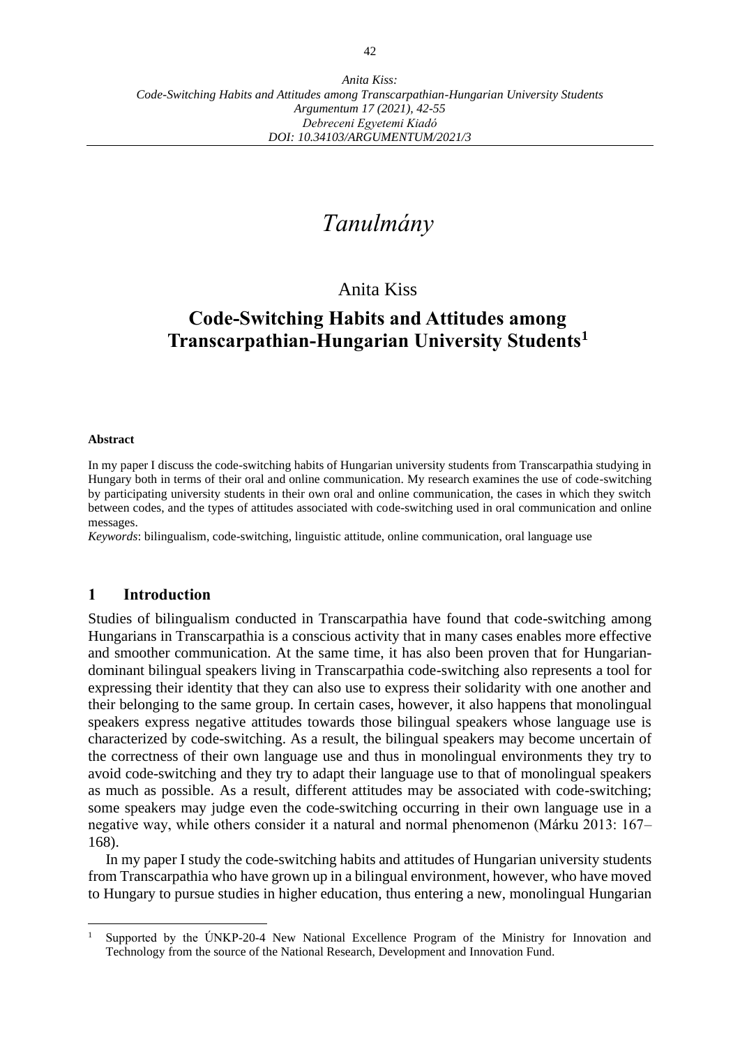# *Tanulmány*

Anita Kiss

## Code-Switching Habits and Attitudes among Transcarpathian-Hungarian University Students[1]

**Abstract**

In my paper I discuss the code-switching habits of Hungarian university students from Transcarpathia studying in Hungary both in terms of their oral and online communication. My research examines the use of code-switching by participating university students in their own oral and online communication, the cases in which they switch between codes, and the types of attitudes associated with code-switching used in oral communication and online messages.

*Keywords*: bilingualism, code-switching, linguistic attitude, online communication, oral language use

## 1 Introduction

Studies of bilingualism conducted in Transcarpathia have found that code-switching among Hungarians in Transcarpathia is a conscious activity that in many cases enables more effective and smoother communication. At the same time, it has also been proven that for Hungarian-dominant bilingual speakers living in Transcarpathia code-switching also represents a tool for expressing their identity that they can also use to express their solidarity with one another and their belonging to the same group. In certain cases, however, it also happens that monolingual speakers express negative attitudes towards those bilingual speakers whose language use is characterized by code-switching. As a result, the bilingual speakers may become uncertain of the correctness of their own language use and thus in monolingual environments they try to avoid code-switching and they try to adapt their language use to that of monolingual speakers as much as possible. As a result, different attitudes may be associated with code-switching; some speakers may judge even the code-switching occurring in their own language use in a negative way, while others consider it a natural and normal phenomenon (Márku 2013: 167–168).

In my paper I study the code-switching habits and attitudes of Hungarian university students from Transcarpathia who have grown up in a bilingual environment, however, who have moved to Hungary to pursue studies in higher education, thus entering a new, monolingual Hungarian

[1] Supported by the ÚNKP-20-4 New National Excellence Program of the Ministry for Innovation and Technology from the source of the National Research, Development and Innovation Fund.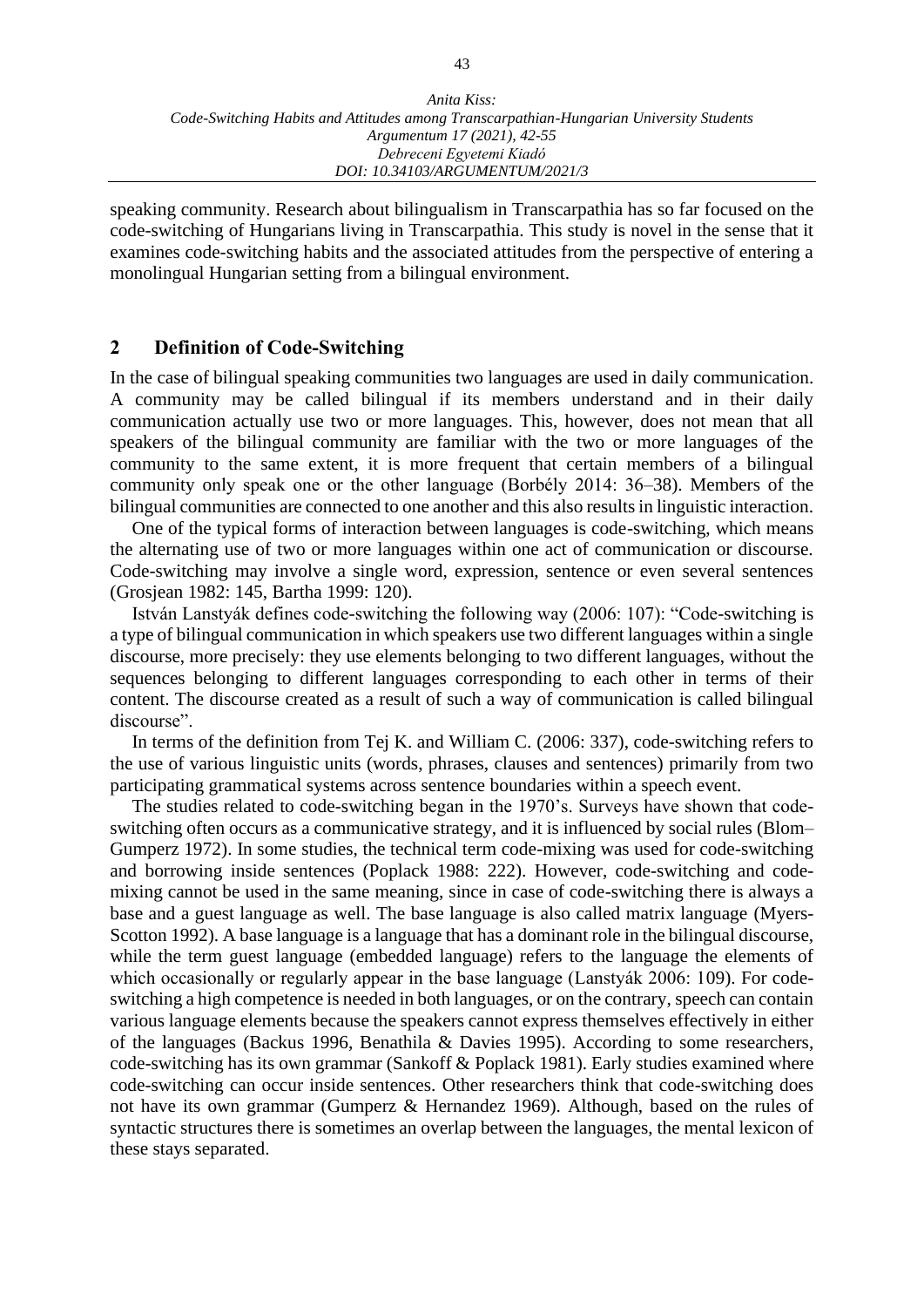speaking community. Research about bilingualism in Transcarpathia has so far focused on the code-switching of Hungarians living in Transcarpathia. This study is novel in the sense that it examines code-switching habits and the associated attitudes from the perspective of entering a monolingual Hungarian setting from a bilingual environment.

## 2 Definition of Code-Switching

In the case of bilingual speaking communities two languages are used in daily communication. A community may be called bilingual if its members understand and in their daily communication actually use two or more languages. This, however, does not mean that all speakers of the bilingual community are familiar with the two or more languages of the community to the same extent, it is more frequent that certain members of a bilingual community only speak one or the other language (Borbély 2014: 36–38). Members of the bilingual communities are connected to one another and this also results in linguistic interaction.

One of the typical forms of interaction between languages is code-switching, which means the alternating use of two or more languages within one act of communication or discourse. Code-switching may involve a single word, expression, sentence or even several sentences (Grosjean 1982: 145, Bartha 1999: 120).

István Lanstyák defines code-switching the following way (2006: 107): "Code-switching is a type of bilingual communication in which speakers use two different languages within a single discourse, more precisely: they use elements belonging to two different languages, without the sequences belonging to different languages corresponding to each other in terms of their content. The discourse created as a result of such a way of communication is called bilingual discourse".

In terms of the definition from Tej K. and William C. (2006: 337), code-switching refers to the use of various linguistic units (words, phrases, clauses and sentences) primarily from two participating grammatical systems across sentence boundaries within a speech event.

The studies related to code-switching began in the 1970's. Surveys have shown that code-switching often occurs as a communicative strategy, and it is influenced by social rules (Blom–Gumperz 1972). In some studies, the technical term code-mixing was used for code-switching and borrowing inside sentences (Poplack 1988: 222). However, code-switching and code-mixing cannot be used in the same meaning, since in case of code-switching there is always a base and a guest language as well. The base language is also called matrix language (Myers-Scotton 1992). A base language is a language that has a dominant role in the bilingual discourse, while the term guest language (embedded language) refers to the language the elements of which occasionally or regularly appear in the base language (Lanstyák 2006: 109). For code-switching a high competence is needed in both languages, or on the contrary, speech can contain various language elements because the speakers cannot express themselves effectively in either of the languages (Backus 1996, Benathila & Davies 1995). According to some researchers, code-switching has its own grammar (Sankoff & Poplack 1981). Early studies examined where code-switching can occur inside sentences. Other researchers think that code-switching does not have its own grammar (Gumperz & Hernandez 1969). Although, based on the rules of syntactic structures there is sometimes an overlap between the languages, the mental lexicon of these stays separated.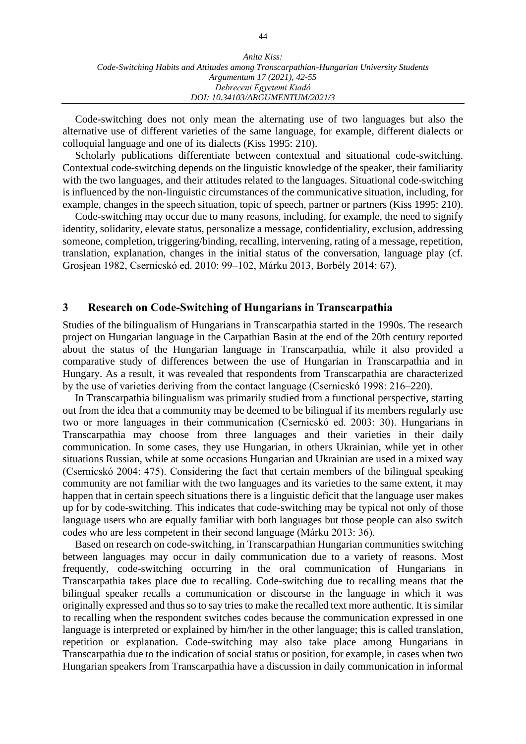Code-switching does not only mean the alternating use of two languages but also the alternative use of different varieties of the same language, for example, different dialects or colloquial language and one of its dialects (Kiss 1995: 210).

Scholarly publications differentiate between contextual and situational code-switching. Contextual code-switching depends on the linguistic knowledge of the speaker, their familiarity with the two languages, and their attitudes related to the languages. Situational code-switching is influenced by the non-linguistic circumstances of the communicative situation, including, for example, changes in the speech situation, topic of speech, partner or partners (Kiss 1995: 210).

Code-switching may occur due to many reasons, including, for example, the need to signify identity, solidarity, elevate status, personalize a message, confidentiality, exclusion, addressing someone, completion, triggering/binding, recalling, intervening, rating of a message, repetition, translation, explanation, changes in the initial status of the conversation, language play (cf. Grosjean 1982, Csernicskó ed. 2010: 99–102, Márku 2013, Borbély 2014: 67).

## 3 Research on Code-Switching of Hungarians in Transcarpathia

Studies of the bilingualism of Hungarians in Transcarpathia started in the 1990s. The research project on Hungarian language in the Carpathian Basin at the end of the 20th century reported about the status of the Hungarian language in Transcarpathia, while it also provided a comparative study of differences between the use of Hungarian in Transcarpathia and in Hungary. As a result, it was revealed that respondents from Transcarpathia are characterized by the use of varieties deriving from the contact language (Csernicskó 1998: 216–220).

In Transcarpathia bilingualism was primarily studied from a functional perspective, starting out from the idea that a community may be deemed to be bilingual if its members regularly use two or more languages in their communication (Csernicskó ed. 2003: 30). Hungarians in Transcarpathia may choose from three languages and their varieties in their daily communication. In some cases, they use Hungarian, in others Ukrainian, while yet in other situations Russian, while at some occasions Hungarian and Ukrainian are used in a mixed way (Csernicskó 2004: 475). Considering the fact that certain members of the bilingual speaking community are not familiar with the two languages and its varieties to the same extent, it may happen that in certain speech situations there is a linguistic deficit that the language user makes up for by code-switching. This indicates that code-switching may be typical not only of those language users who are equally familiar with both languages but those people can also switch codes who are less competent in their second language (Márku 2013: 36).

Based on research on code-switching, in Transcarpathian Hungarian communities switching between languages may occur in daily communication due to a variety of reasons. Most frequently, code-switching occurring in the oral communication of Hungarians in Transcarpathia takes place due to recalling. Code-switching due to recalling means that the bilingual speaker recalls a communication or discourse in the language in which it was originally expressed and thus so to say tries to make the recalled text more authentic. It is similar to recalling when the respondent switches codes because the communication expressed in one language is interpreted or explained by him/her in the other language; this is called translation, repetition or explanation. Code-switching may also take place among Hungarians in Transcarpathia due to the indication of social status or position, for example, in cases when two Hungarian speakers from Transcarpathia have a discussion in daily communication in informal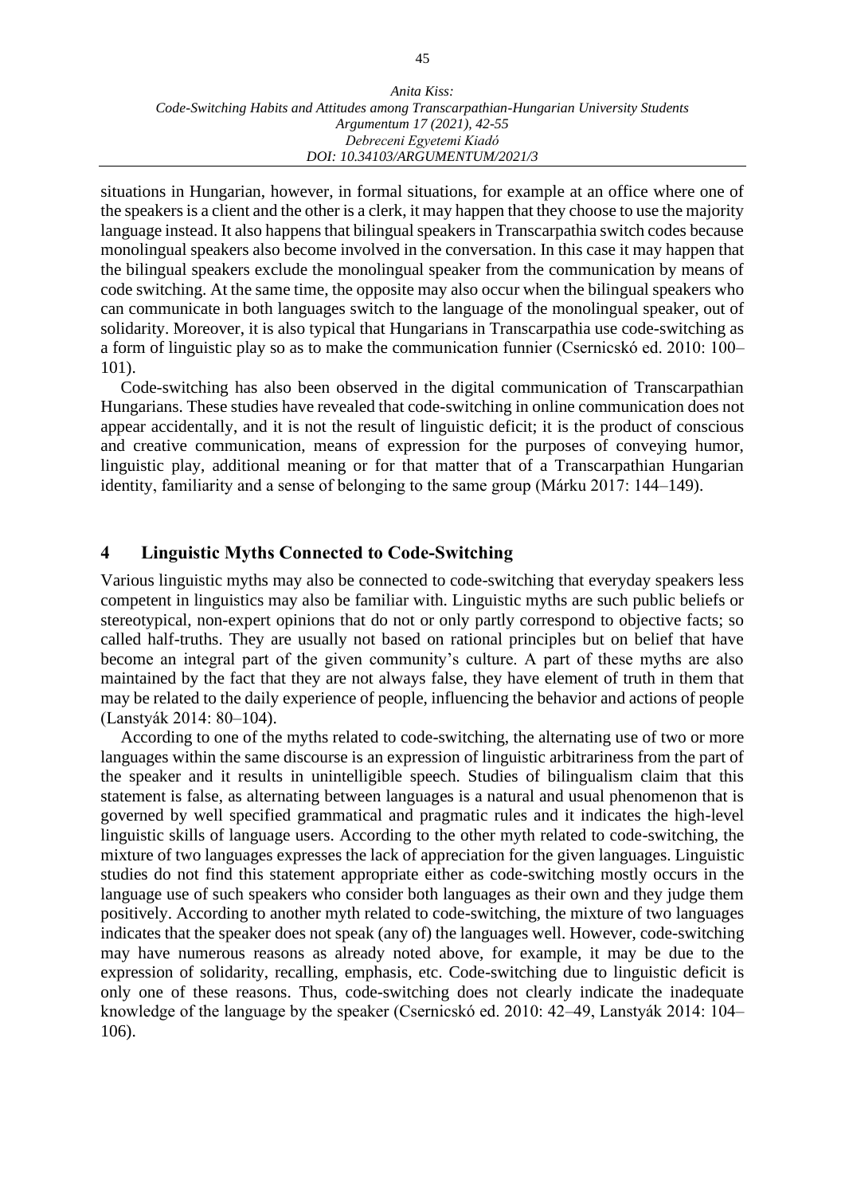situations in Hungarian, however, in formal situations, for example at an office where one of the speakers is a client and the other is a clerk, it may happen that they choose to use the majority language instead. It also happens that bilingual speakers in Transcarpathia switch codes because monolingual speakers also become involved in the conversation. In this case it may happen that the bilingual speakers exclude the monolingual speaker from the communication by means of code switching. At the same time, the opposite may also occur when the bilingual speakers who can communicate in both languages switch to the language of the monolingual speaker, out of solidarity. Moreover, it is also typical that Hungarians in Transcarpathia use code-switching as a form of linguistic play so as to make the communication funnier (Csernicskó ed. 2010: 100–101).

Code-switching has also been observed in the digital communication of Transcarpathian Hungarians. These studies have revealed that code-switching in online communication does not appear accidentally, and it is not the result of linguistic deficit; it is the product of conscious and creative communication, means of expression for the purposes of conveying humor, linguistic play, additional meaning or for that matter that of a Transcarpathian Hungarian identity, familiarity and a sense of belonging to the same group (Márku 2017: 144–149).

## 4 Linguistic Myths Connected to Code-Switching

Various linguistic myths may also be connected to code-switching that everyday speakers less competent in linguistics may also be familiar with. Linguistic myths are such public beliefs or stereotypical, non-expert opinions that do not or only partly correspond to objective facts; so called half-truths. They are usually not based on rational principles but on belief that have become an integral part of the given community's culture. A part of these myths are also maintained by the fact that they are not always false, they have element of truth in them that may be related to the daily experience of people, influencing the behavior and actions of people (Lanstyák 2014: 80–104).

According to one of the myths related to code-switching, the alternating use of two or more languages within the same discourse is an expression of linguistic arbitrariness from the part of the speaker and it results in unintelligible speech. Studies of bilingualism claim that this statement is false, as alternating between languages is a natural and usual phenomenon that is governed by well specified grammatical and pragmatic rules and it indicates the high-level linguistic skills of language users. According to the other myth related to code-switching, the mixture of two languages expresses the lack of appreciation for the given languages. Linguistic studies do not find this statement appropriate either as code-switching mostly occurs in the language use of such speakers who consider both languages as their own and they judge them positively. According to another myth related to code-switching, the mixture of two languages indicates that the speaker does not speak (any of) the languages well. However, code-switching may have numerous reasons as already noted above, for example, it may be due to the expression of solidarity, recalling, emphasis, etc. Code-switching due to linguistic deficit is only one of these reasons. Thus, code-switching does not clearly indicate the inadequate knowledge of the language by the speaker (Csernicskó ed. 2010: 42–49, Lanstyák 2014: 104–106).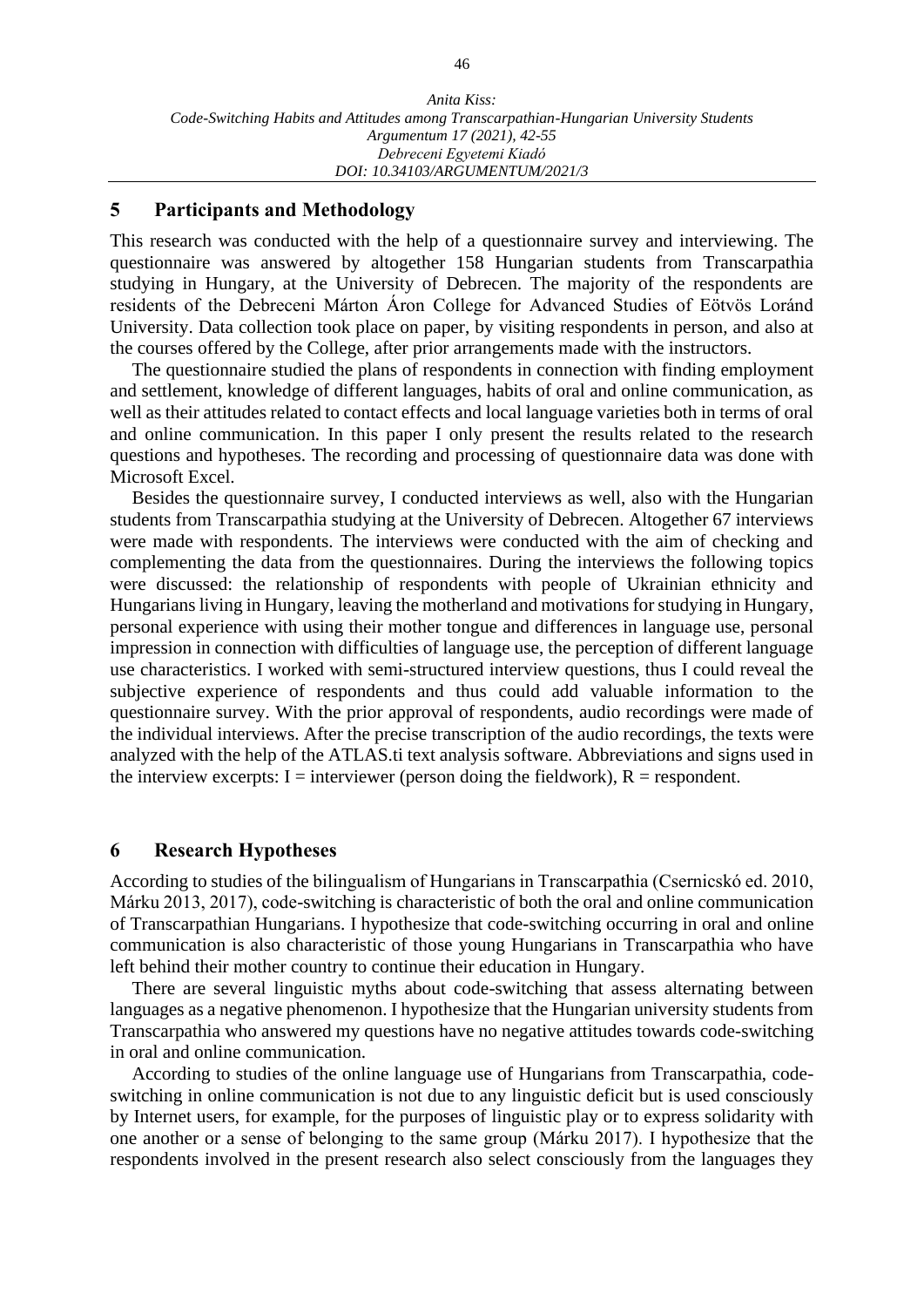## 5 Participants and Methodology

This research was conducted with the help of a questionnaire survey and interviewing. The questionnaire was answered by altogether 158 Hungarian students from Transcarpathia studying in Hungary, at the University of Debrecen. The majority of the respondents are residents of the Debreceni Márton Áron College for Advanced Studies of Eötvös Loránd University. Data collection took place on paper, by visiting respondents in person, and also at the courses offered by the College, after prior arrangements made with the instructors.

The questionnaire studied the plans of respondents in connection with finding employment and settlement, knowledge of different languages, habits of oral and online communication, as well as their attitudes related to contact effects and local language varieties both in terms of oral and online communication. In this paper I only present the results related to the research questions and hypotheses. The recording and processing of questionnaire data was done with Microsoft Excel.

Besides the questionnaire survey, I conducted interviews as well, also with the Hungarian students from Transcarpathia studying at the University of Debrecen. Altogether 67 interviews were made with respondents. The interviews were conducted with the aim of checking and complementing the data from the questionnaires. During the interviews the following topics were discussed: the relationship of respondents with people of Ukrainian ethnicity and Hungarians living in Hungary, leaving the motherland and motivations for studying in Hungary, personal experience with using their mother tongue and differences in language use, personal impression in connection with difficulties of language use, the perception of different language use characteristics. I worked with semi-structured interview questions, thus I could reveal the subjective experience of respondents and thus could add valuable information to the questionnaire survey. With the prior approval of respondents, audio recordings were made of the individual interviews. After the precise transcription of the audio recordings, the texts were analyzed with the help of the ATLAS.ti text analysis software. Abbreviations and signs used in the interview excerpts: I = interviewer (person doing the fieldwork), R = respondent.

## 6 Research Hypotheses

According to studies of the bilingualism of Hungarians in Transcarpathia (Csernicskó ed. 2010, Márku 2013, 2017), code-switching is characteristic of both the oral and online communication of Transcarpathian Hungarians. I hypothesize that code-switching occurring in oral and online communication is also characteristic of those young Hungarians in Transcarpathia who have left behind their mother country to continue their education in Hungary.

There are several linguistic myths about code-switching that assess alternating between languages as a negative phenomenon. I hypothesize that the Hungarian university students from Transcarpathia who answered my questions have no negative attitudes towards code-switching in oral and online communication.

According to studies of the online language use of Hungarians from Transcarpathia, code-switching in online communication is not due to any linguistic deficit but is used consciously by Internet users, for example, for the purposes of linguistic play or to express solidarity with one another or a sense of belonging to the same group (Márku 2017). I hypothesize that the respondents involved in the present research also select consciously from the languages they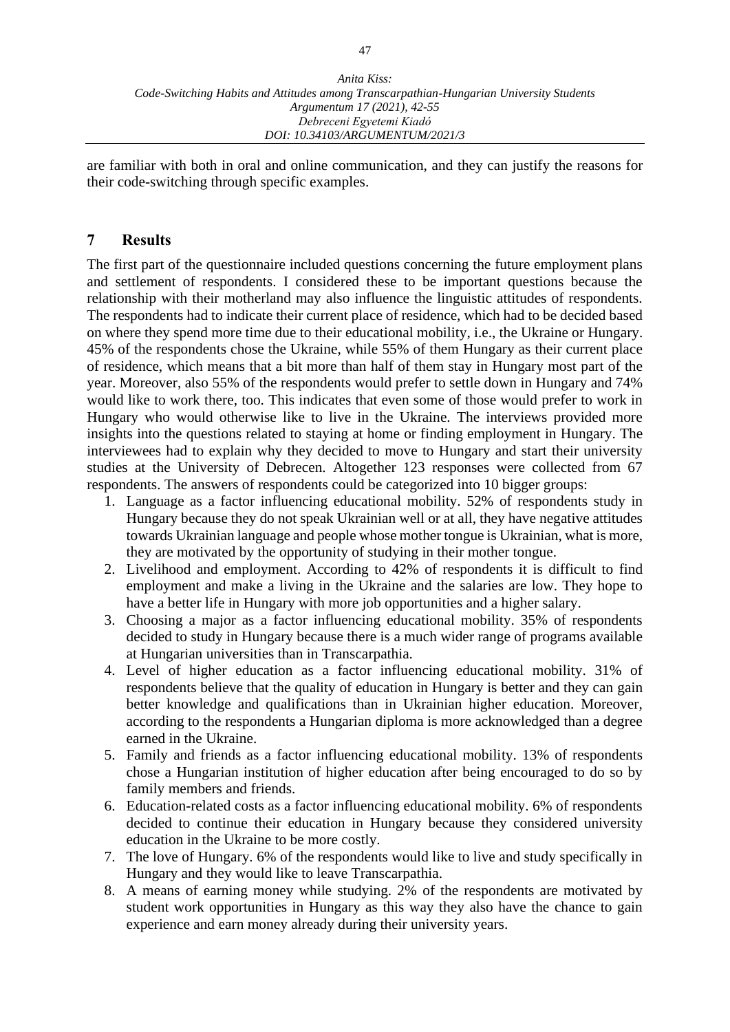are familiar with both in oral and online communication, and they can justify the reasons for their code-switching through specific examples.

## 7 Results

The first part of the questionnaire included questions concerning the future employment plans and settlement of respondents. I considered these to be important questions because the relationship with their motherland may also influence the linguistic attitudes of respondents. The respondents had to indicate their current place of residence, which had to be decided based on where they spend more time due to their educational mobility, i.e., the Ukraine or Hungary. 45% of the respondents chose the Ukraine, while 55% of them Hungary as their current place of residence, which means that a bit more than half of them stay in Hungary most part of the year. Moreover, also 55% of the respondents would prefer to settle down in Hungary and 74% would like to work there, too. This indicates that even some of those would prefer to work in Hungary who would otherwise like to live in the Ukraine. The interviews provided more insights into the questions related to staying at home or finding employment in Hungary. The interviewees had to explain why they decided to move to Hungary and start their university studies at the University of Debrecen. Altogether 123 responses were collected from 67 respondents. The answers of respondents could be categorized into 10 bigger groups:

1. Language as a factor influencing educational mobility. 52% of respondents study in Hungary because they do not speak Ukrainian well or at all, they have negative attitudes towards Ukrainian language and people whose mother tongue is Ukrainian, what is more, they are motivated by the opportunity of studying in their mother tongue.
2. Livelihood and employment. According to 42% of respondents it is difficult to find employment and make a living in the Ukraine and the salaries are low. They hope to have a better life in Hungary with more job opportunities and a higher salary.
3. Choosing a major as a factor influencing educational mobility. 35% of respondents decided to study in Hungary because there is a much wider range of programs available at Hungarian universities than in Transcarpathia.
4. Level of higher education as a factor influencing educational mobility. 31% of respondents believe that the quality of education in Hungary is better and they can gain better knowledge and qualifications than in Ukrainian higher education. Moreover, according to the respondents a Hungarian diploma is more acknowledged than a degree earned in the Ukraine.
5. Family and friends as a factor influencing educational mobility. 13% of respondents chose a Hungarian institution of higher education after being encouraged to do so by family members and friends.
6. Education-related costs as a factor influencing educational mobility. 6% of respondents decided to continue their education in Hungary because they considered university education in the Ukraine to be more costly.
7. The love of Hungary. 6% of the respondents would like to live and study specifically in Hungary and they would like to leave Transcarpathia.
8. A means of earning money while studying. 2% of the respondents are motivated by student work opportunities in Hungary as this way they also have the chance to gain experience and earn money already during their university years.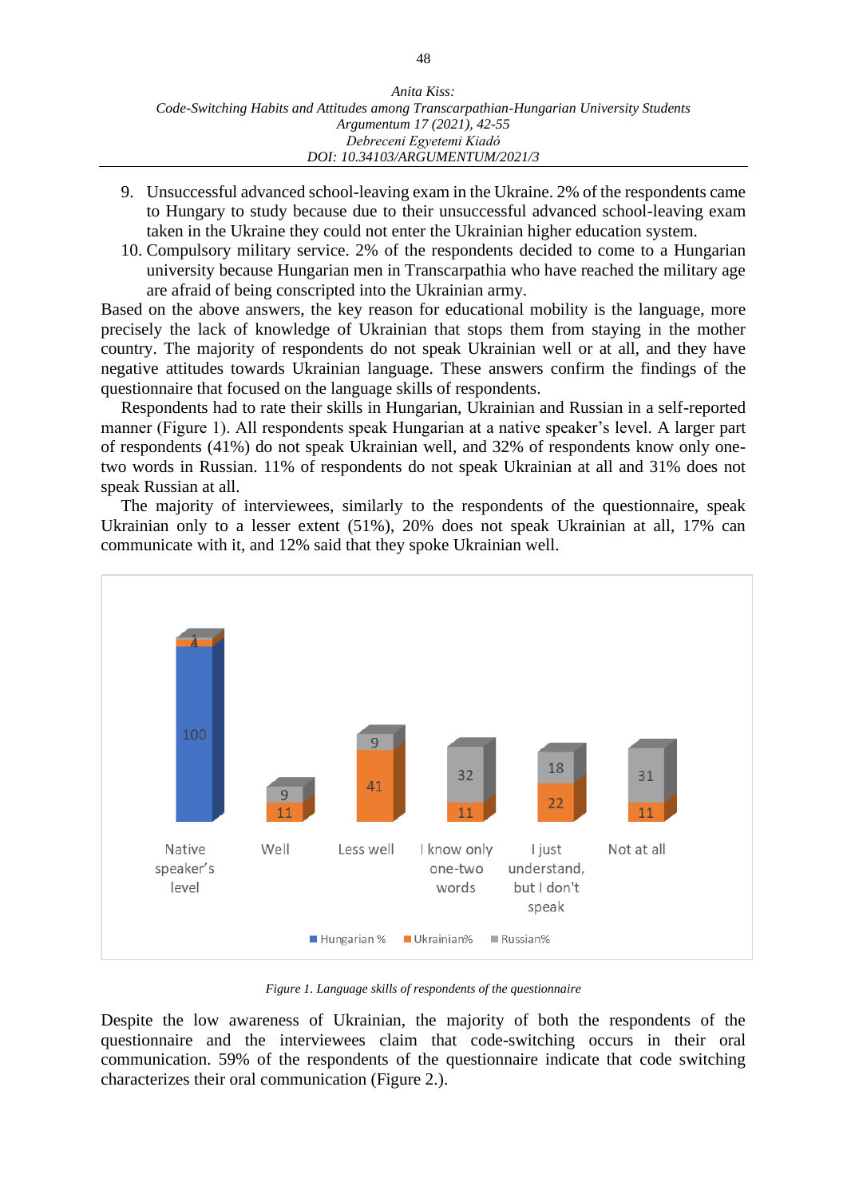9. Unsuccessful advanced school-leaving exam in the Ukraine. 2% of the respondents came to Hungary to study because due to their unsuccessful advanced school-leaving exam taken in the Ukraine they could not enter the Ukrainian higher education system.
10. Compulsory military service. 2% of the respondents decided to come to a Hungarian university because Hungarian men in Transcarpathia who have reached the military age are afraid of being conscripted into the Ukrainian army.

Based on the above answers, the key reason for educational mobility is the language, more precisely the lack of knowledge of Ukrainian that stops them from staying in the mother country. The majority of respondents do not speak Ukrainian well or at all, and they have negative attitudes towards Ukrainian language. These answers confirm the findings of the questionnaire that focused on the language skills of respondents.

Respondents had to rate their skills in Hungarian, Ukrainian and Russian in a self-reported manner (Figure 1). All respondents speak Hungarian at a native speaker's level. A larger part of respondents (41%) do not speak Ukrainian well, and 32% of respondents know only one-two words in Russian. 11% of respondents do not speak Ukrainian at all and 31% does not speak Russian at all.

The majority of interviewees, similarly to the respondents of the questionnaire, speak Ukrainian only to a lesser extent (51%), 20% does not speak Ukrainian at all, 17% can communicate with it, and 12% said that they spoke Ukrainian well.

| | Hungarian % | Ukrainian% | Russian% |
|---|---|---|---|
| Native speaker's level | 100 | 4 | 1 |
| Well | | 11 | 9 |
| Less well | | 41 | 9 |
| I know only one-two words | | 11 | 32 |
| I just understand, but I don't speak | | 22 | 18 |
| Not at all | | 11 | 31 |

*Figure 1. Language skills of respondents of the questionnaire*

Despite the low awareness of Ukrainian, the majority of both the respondents of the questionnaire and the interviewees claim that code-switching occurs in their oral communication. 59% of the respondents of the questionnaire indicate that code switching characterizes their oral communication (Figure 2.).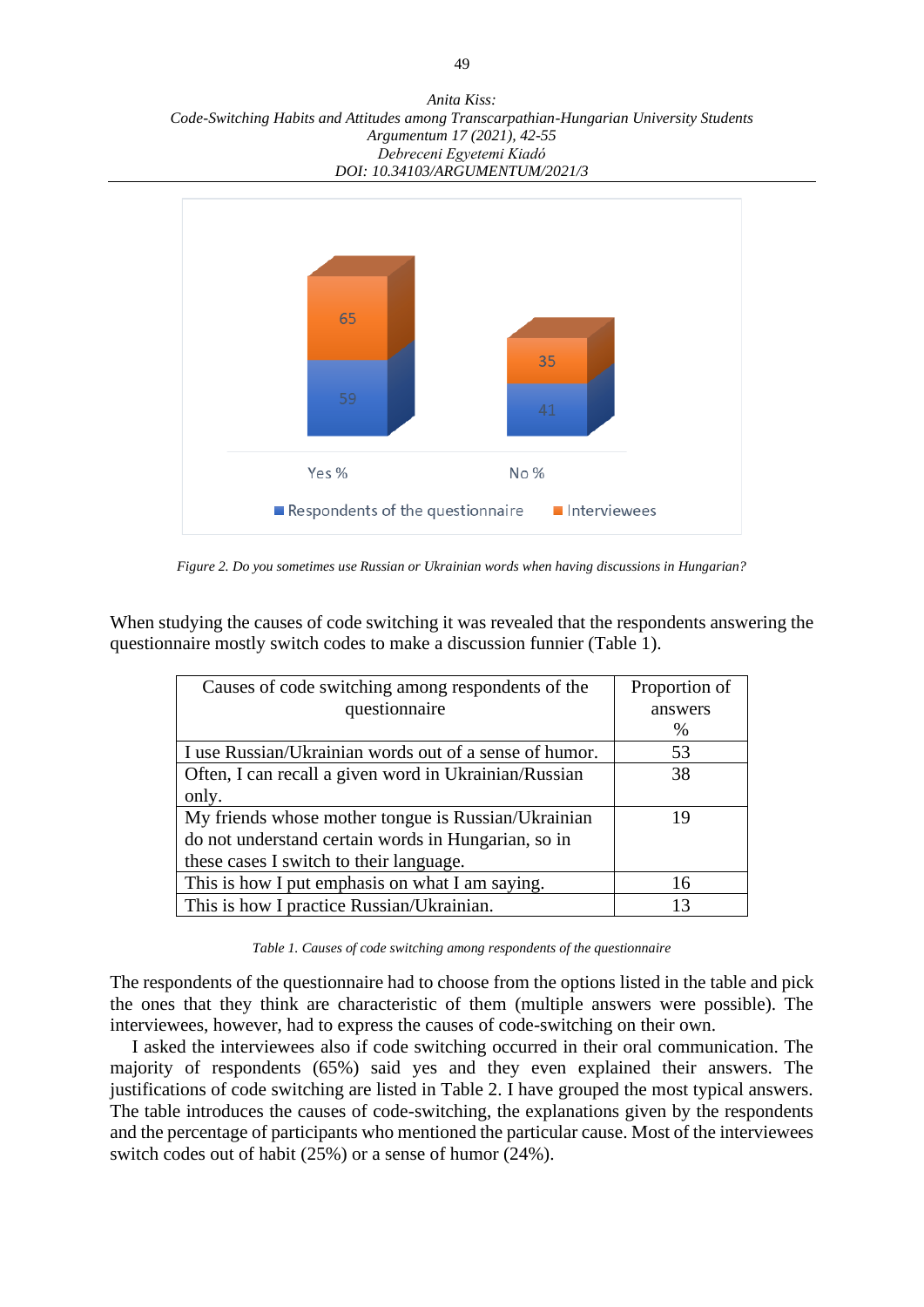*Figure 2. Do you sometimes use Russian or Ukrainian words when having discussions in Hungarian?*

When studying the causes of code switching it was revealed that the respondents answering the questionnaire mostly switch codes to make a discussion funnier (Table 1).

| Causes of code switching among respondents of the questionnaire | Proportion of answers % |
|---|---|
| I use Russian/Ukrainian words out of a sense of humor. | 53 |
| Often, I can recall a given word in Ukrainian/Russian only. | 38 |
| My friends whose mother tongue is Russian/Ukrainian do not understand certain words in Hungarian, so in these cases I switch to their language. | 19 |
| This is how I put emphasis on what I am saying. | 16 |
| This is how I practice Russian/Ukrainian. | 13 |

*Table 1. Causes of code switching among respondents of the questionnaire*

The respondents of the questionnaire had to choose from the options listed in the table and pick the ones that they think are characteristic of them (multiple answers were possible). The interviewees, however, had to express the causes of code-switching on their own.

I asked the interviewees also if code switching occurred in their oral communication. The majority of respondents (65%) said yes and they even explained their answers. The justifications of code switching are listed in Table 2. I have grouped the most typical answers. The table introduces the causes of code-switching, the explanations given by the respondents and the percentage of participants who mentioned the particular cause. Most of the interviewees switch codes out of habit (25%) or a sense of humor (24%).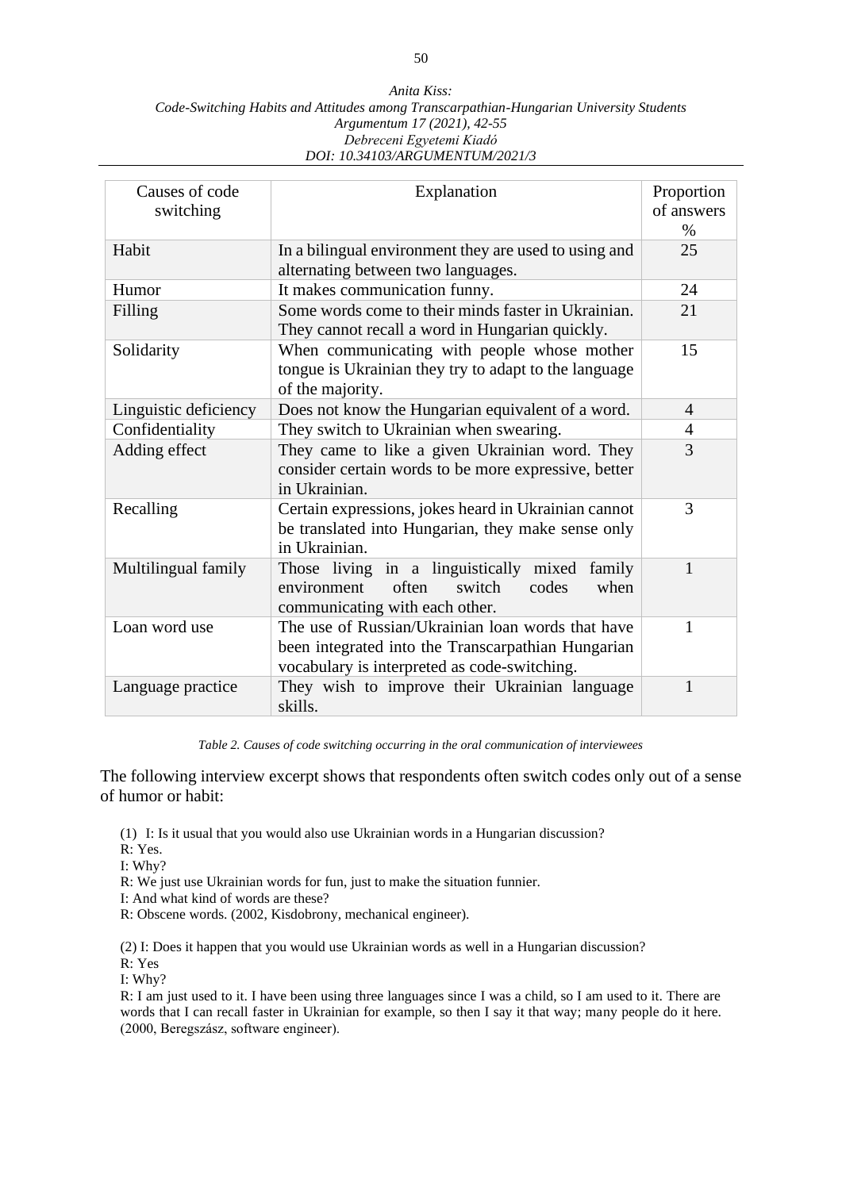| Causes of code switching | Explanation | Proportion of answers % |
|---|---|---|
| Habit | In a bilingual environment they are used to using and alternating between two languages. | 25 |
| Humor | It makes communication funny. | 24 |
| Filling | Some words come to their minds faster in Ukrainian. They cannot recall a word in Hungarian quickly. | 21 |
| Solidarity | When communicating with people whose mother tongue is Ukrainian they try to adapt to the language of the majority. | 15 |
| Linguistic deficiency | Does not know the Hungarian equivalent of a word. | 4 |
| Confidentiality | They switch to Ukrainian when swearing. | 4 |
| Adding effect | They came to like a given Ukrainian word. They consider certain words to be more expressive, better in Ukrainian. | 3 |
| Recalling | Certain expressions, jokes heard in Ukrainian cannot be translated into Hungarian, they make sense only in Ukrainian. | 3 |
| Multilingual family | Those living in a linguistically mixed family environment often switch codes when communicating with each other. | 1 |
| Loan word use | The use of Russian/Ukrainian loan words that have been integrated into the Transcarpathian Hungarian vocabulary is interpreted as code-switching. | 1 |
| Language practice | They wish to improve their Ukrainian language skills. | 1 |

*Table 2. Causes of code switching occurring in the oral communication of interviewees*

The following interview excerpt shows that respondents often switch codes only out of a sense of humor or habit:

(1) I: Is it usual that you would also use Ukrainian words in a Hungarian discussion?
R: Yes.
I: Why?
R: We just use Ukrainian words for fun, just to make the situation funnier.
I: And what kind of words are these?
R: Obscene words. (2002, Kisdobrony, mechanical engineer).

(2) I: Does it happen that you would use Ukrainian words as well in a Hungarian discussion?
R: Yes
I: Why?
R: I am just used to it. I have been using three languages since I was a child, so I am used to it. There are words that I can recall faster in Ukrainian for example, so then I say it that way; many people do it here. (2000, Beregszász, software engineer).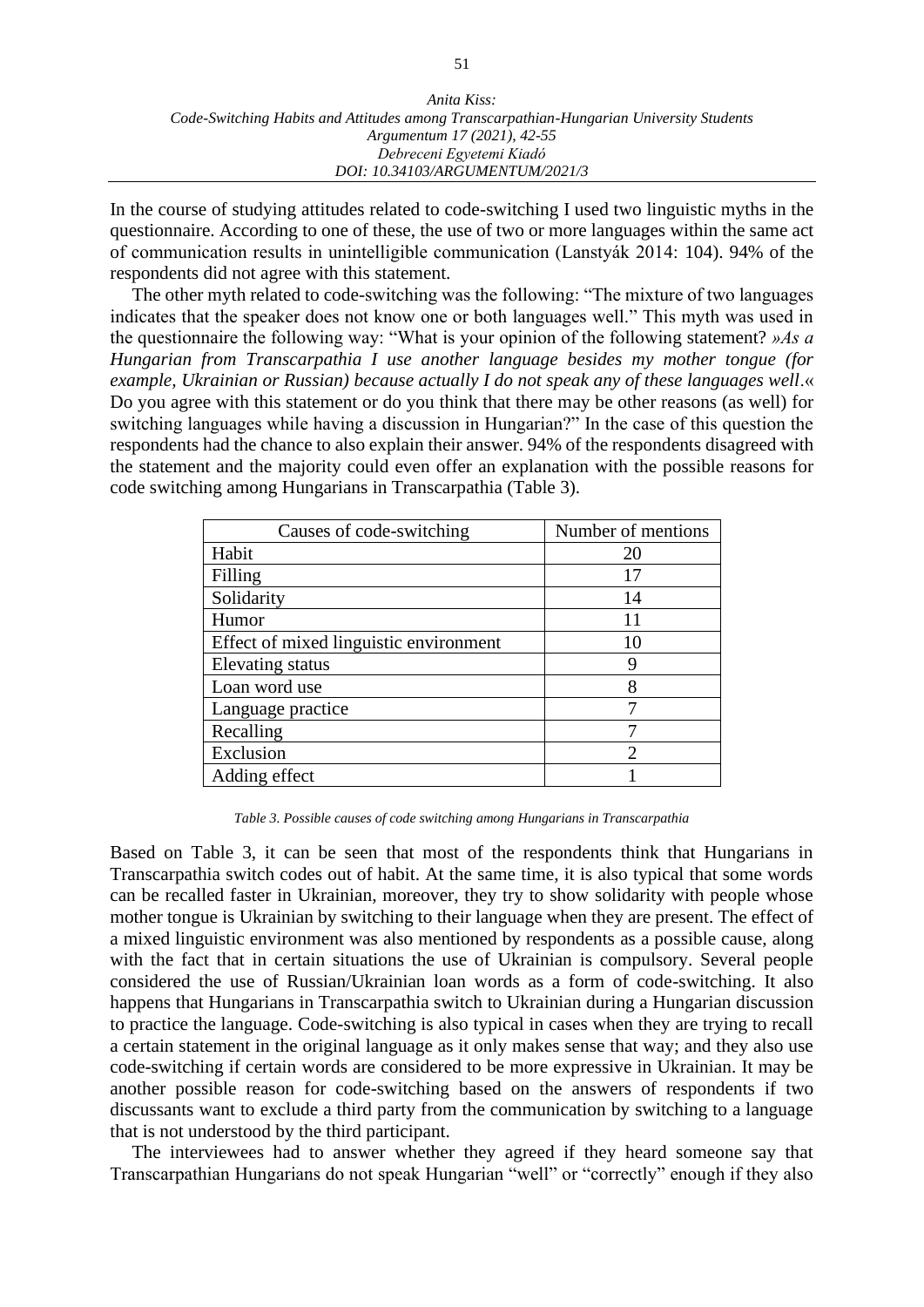In the course of studying attitudes related to code-switching I used two linguistic myths in the questionnaire. According to one of these, the use of two or more languages within the same act of communication results in unintelligible communication (Lanstyák 2014: 104). 94% of the respondents did not agree with this statement.

The other myth related to code-switching was the following: "The mixture of two languages indicates that the speaker does not know one or both languages well." This myth was used in the questionnaire the following way: "What is your opinion of the following statement? *»As a Hungarian from Transcarpathia I use another language besides my mother tongue (for example, Ukrainian or Russian) because actually I do not speak any of these languages well*.« Do you agree with this statement or do you think that there may be other reasons (as well) for switching languages while having a discussion in Hungarian?" In the case of this question the respondents had the chance to also explain their answer. 94% of the respondents disagreed with the statement and the majority could even offer an explanation with the possible reasons for code switching among Hungarians in Transcarpathia (Table 3).

| Causes of code-switching | Number of mentions |
|---|---|
| Habit | 20 |
| Filling | 17 |
| Solidarity | 14 |
| Humor | 11 |
| Effect of mixed linguistic environment | 10 |
| Elevating status | 9 |
| Loan word use | 8 |
| Language practice | 7 |
| Recalling | 7 |
| Exclusion | 2 |
| Adding effect | 1 |

*Table 3. Possible causes of code switching among Hungarians in Transcarpathia*

Based on Table 3, it can be seen that most of the respondents think that Hungarians in Transcarpathia switch codes out of habit. At the same time, it is also typical that some words can be recalled faster in Ukrainian, moreover, they try to show solidarity with people whose mother tongue is Ukrainian by switching to their language when they are present. The effect of a mixed linguistic environment was also mentioned by respondents as a possible cause, along with the fact that in certain situations the use of Ukrainian is compulsory. Several people considered the use of Russian/Ukrainian loan words as a form of code-switching. It also happens that Hungarians in Transcarpathia switch to Ukrainian during a Hungarian discussion to practice the language. Code-switching is also typical in cases when they are trying to recall a certain statement in the original language as it only makes sense that way; and they also use code-switching if certain words are considered to be more expressive in Ukrainian. It may be another possible reason for code-switching based on the answers of respondents if two discussants want to exclude a third party from the communication by switching to a language that is not understood by the third participant.

The interviewees had to answer whether they agreed if they heard someone say that Transcarpathian Hungarians do not speak Hungarian "well" or "correctly" enough if they also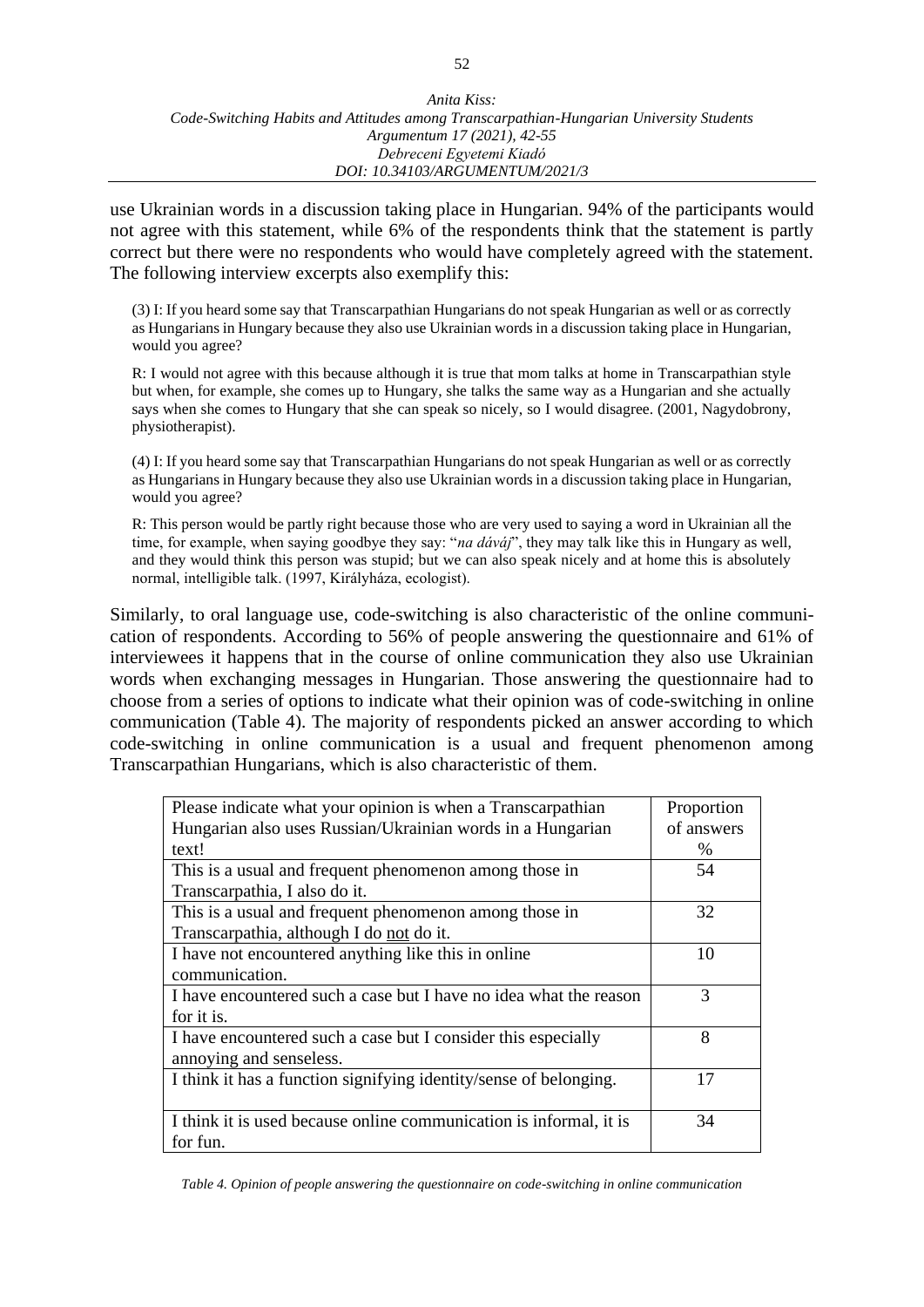use Ukrainian words in a discussion taking place in Hungarian. 94% of the participants would not agree with this statement, while 6% of the respondents think that the statement is partly correct but there were no respondents who would have completely agreed with the statement. The following interview excerpts also exemplify this:

> (3) I: If you heard some say that Transcarpathian Hungarians do not speak Hungarian as well or as correctly as Hungarians in Hungary because they also use Ukrainian words in a discussion taking place in Hungarian, would you agree?
>
> R: I would not agree with this because although it is true that mom talks at home in Transcarpathian style but when, for example, she comes up to Hungary, she talks the same way as a Hungarian and she actually says when she comes to Hungary that she can speak so nicely, so I would disagree. (2001, Nagydobrony, physiotherapist).

> (4) I: If you heard some say that Transcarpathian Hungarians do not speak Hungarian as well or as correctly as Hungarians in Hungary because they also use Ukrainian words in a discussion taking place in Hungarian, would you agree?
>
> R: This person would be partly right because those who are very used to saying a word in Ukrainian all the time, for example, when saying goodbye they say: "*na dáváj*", they may talk like this in Hungary as well, and they would think this person was stupid; but we can also speak nicely and at home this is absolutely normal, intelligible talk. (1997, Királyháza, ecologist).

Similarly, to oral language use, code-switching is also characteristic of the online communication of respondents. According to 56% of people answering the questionnaire and 61% of interviewees it happens that in the course of online communication they also use Ukrainian words when exchanging messages in Hungarian. Those answering the questionnaire had to choose from a series of options to indicate what their opinion was of code-switching in online communication (Table 4). The majority of respondents picked an answer according to which code-switching in online communication is a usual and frequent phenomenon among Transcarpathian Hungarians, which is also characteristic of them.

| Please indicate what your opinion is when a Transcarpathian Hungarian also uses Russian/Ukrainian words in a Hungarian text! | Proportion of answers % |
|---|---|
| This is a usual and frequent phenomenon among those in Transcarpathia, I also do it. | 54 |
| This is a usual and frequent phenomenon among those in Transcarpathia, although I do <u>not</u> do it. | 32 |
| I have not encountered anything like this in online communication. | 10 |
| I have encountered such a case but I have no idea what the reason for it is. | 3 |
| I have encountered such a case but I consider this especially annoying and senseless. | 8 |
| I think it has a function signifying identity/sense of belonging. | 17 |
| I think it is used because online communication is informal, it is for fun. | 34 |

*Table 4. Opinion of people answering the questionnaire on code-switching in online communication*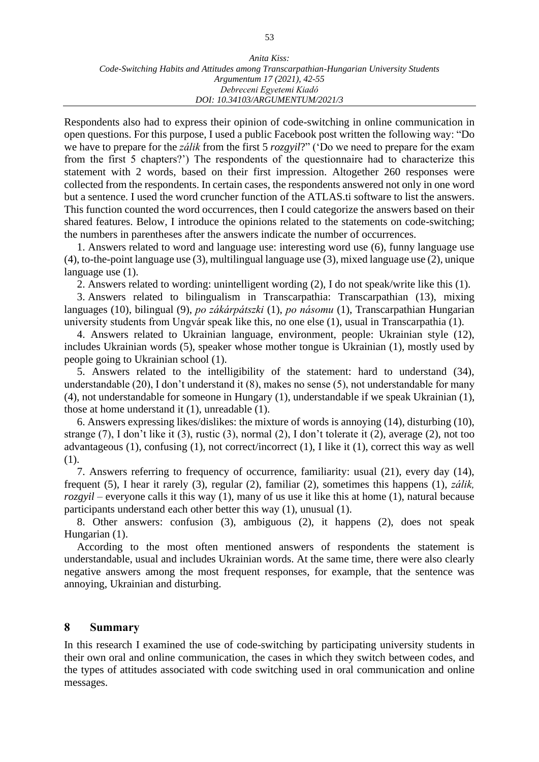Respondents also had to express their opinion of code-switching in online communication in open questions. For this purpose, I used a public Facebook post written the following way: "Do we have to prepare for the *zálik* from the first 5 *rozgyil*?" ('Do we need to prepare for the exam from the first 5 chapters?') The respondents of the questionnaire had to characterize this statement with 2 words, based on their first impression. Altogether 260 responses were collected from the respondents. In certain cases, the respondents answered not only in one word but a sentence. I used the word cruncher function of the ATLAS.ti software to list the answers. This function counted the word occurrences, then I could categorize the answers based on their shared features. Below, I introduce the opinions related to the statements on code-switching; the numbers in parentheses after the answers indicate the number of occurrences.

1. Answers related to word and language use: interesting word use (6), funny language use (4), to-the-point language use (3), multilingual language use (3), mixed language use (2), unique language use (1).

2. Answers related to wording: unintelligent wording (2), I do not speak/write like this (1).

3. Answers related to bilingualism in Transcarpathia: Transcarpathian (13), mixing languages (10), bilingual (9), *po zákárpátszki* (1), *po násomu* (1), Transcarpathian Hungarian university students from Ungvár speak like this, no one else (1), usual in Transcarpathia (1).

4. Answers related to Ukrainian language, environment, people: Ukrainian style (12), includes Ukrainian words (5), speaker whose mother tongue is Ukrainian (1), mostly used by people going to Ukrainian school (1).

5. Answers related to the intelligibility of the statement: hard to understand (34), understandable (20), I don't understand it (8), makes no sense (5), not understandable for many (4), not understandable for someone in Hungary (1), understandable if we speak Ukrainian (1), those at home understand it (1), unreadable (1).

6. Answers expressing likes/dislikes: the mixture of words is annoying (14), disturbing (10), strange (7), I don't like it (3), rustic (3), normal (2), I don't tolerate it (2), average (2), not too advantageous (1), confusing (1), not correct/incorrect (1), I like it (1), correct this way as well (1).

7. Answers referring to frequency of occurrence, familiarity: usual (21), every day (14), frequent (5), I hear it rarely (3), regular (2), familiar (2), sometimes this happens (1), *zálik, rozgyil* – everyone calls it this way (1), many of us use it like this at home (1), natural because participants understand each other better this way (1), unusual (1).

8. Other answers: confusion (3), ambiguous (2), it happens (2), does not speak Hungarian (1).

According to the most often mentioned answers of respondents the statement is understandable, usual and includes Ukrainian words. At the same time, there were also clearly negative answers among the most frequent responses, for example, that the sentence was annoying, Ukrainian and disturbing.

## 8 Summary

In this research I examined the use of code-switching by participating university students in their own oral and online communication, the cases in which they switch between codes, and the types of attitudes associated with code switching used in oral communication and online messages.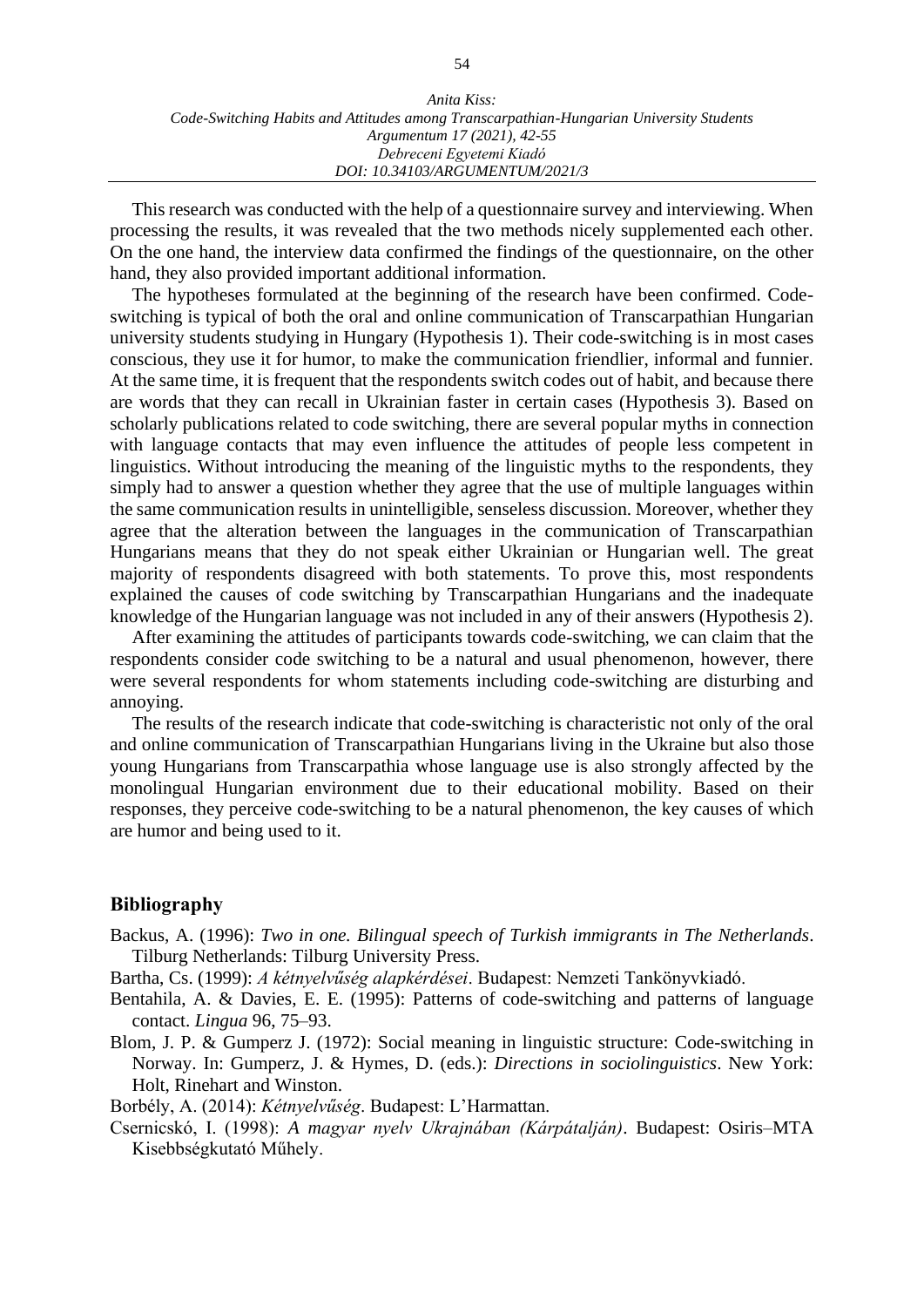This research was conducted with the help of a questionnaire survey and interviewing. When processing the results, it was revealed that the two methods nicely supplemented each other. On the one hand, the interview data confirmed the findings of the questionnaire, on the other hand, they also provided important additional information.

The hypotheses formulated at the beginning of the research have been confirmed. Code-switching is typical of both the oral and online communication of Transcarpathian Hungarian university students studying in Hungary (Hypothesis 1). Their code-switching is in most cases conscious, they use it for humor, to make the communication friendlier, informal and funnier. At the same time, it is frequent that the respondents switch codes out of habit, and because there are words that they can recall in Ukrainian faster in certain cases (Hypothesis 3). Based on scholarly publications related to code switching, there are several popular myths in connection with language contacts that may even influence the attitudes of people less competent in linguistics. Without introducing the meaning of the linguistic myths to the respondents, they simply had to answer a question whether they agree that the use of multiple languages within the same communication results in unintelligible, senseless discussion. Moreover, whether they agree that the alteration between the languages in the communication of Transcarpathian Hungarians means that they do not speak either Ukrainian or Hungarian well. The great majority of respondents disagreed with both statements. To prove this, most respondents explained the causes of code switching by Transcarpathian Hungarians and the inadequate knowledge of the Hungarian language was not included in any of their answers (Hypothesis 2).

After examining the attitudes of participants towards code-switching, we can claim that the respondents consider code switching to be a natural and usual phenomenon, however, there were several respondents for whom statements including code-switching are disturbing and annoying.

The results of the research indicate that code-switching is characteristic not only of the oral and online communication of Transcarpathian Hungarians living in the Ukraine but also those young Hungarians from Transcarpathia whose language use is also strongly affected by the monolingual Hungarian environment due to their educational mobility. Based on their responses, they perceive code-switching to be a natural phenomenon, the key causes of which are humor and being used to it.

## Bibliography

Backus, A. (1996): *Two in one. Bilingual speech of Turkish immigrants in The Netherlands*. Tilburg Netherlands: Tilburg University Press.

Bartha, Cs. (1999): *A kétnyelvűség alapkérdései*. Budapest: Nemzeti Tankönyvkiadó.

Bentahila, A. & Davies, E. E. (1995): Patterns of code-switching and patterns of language contact. *Lingua* 96, 75–93.

Blom, J. P. & Gumperz J. (1972): Social meaning in linguistic structure: Code-switching in Norway. In: Gumperz, J. & Hymes, D. (eds.): *Directions in sociolinguistics*. New York: Holt, Rinehart and Winston.

Borbély, A. (2014): *Kétnyelvűség*. Budapest: L'Harmattan.

Csernicskó, I. (1998): *A magyar nyelv Ukrajnában (Kárpátalján)*. Budapest: Osiris–MTA Kisebbségkutató Műhely.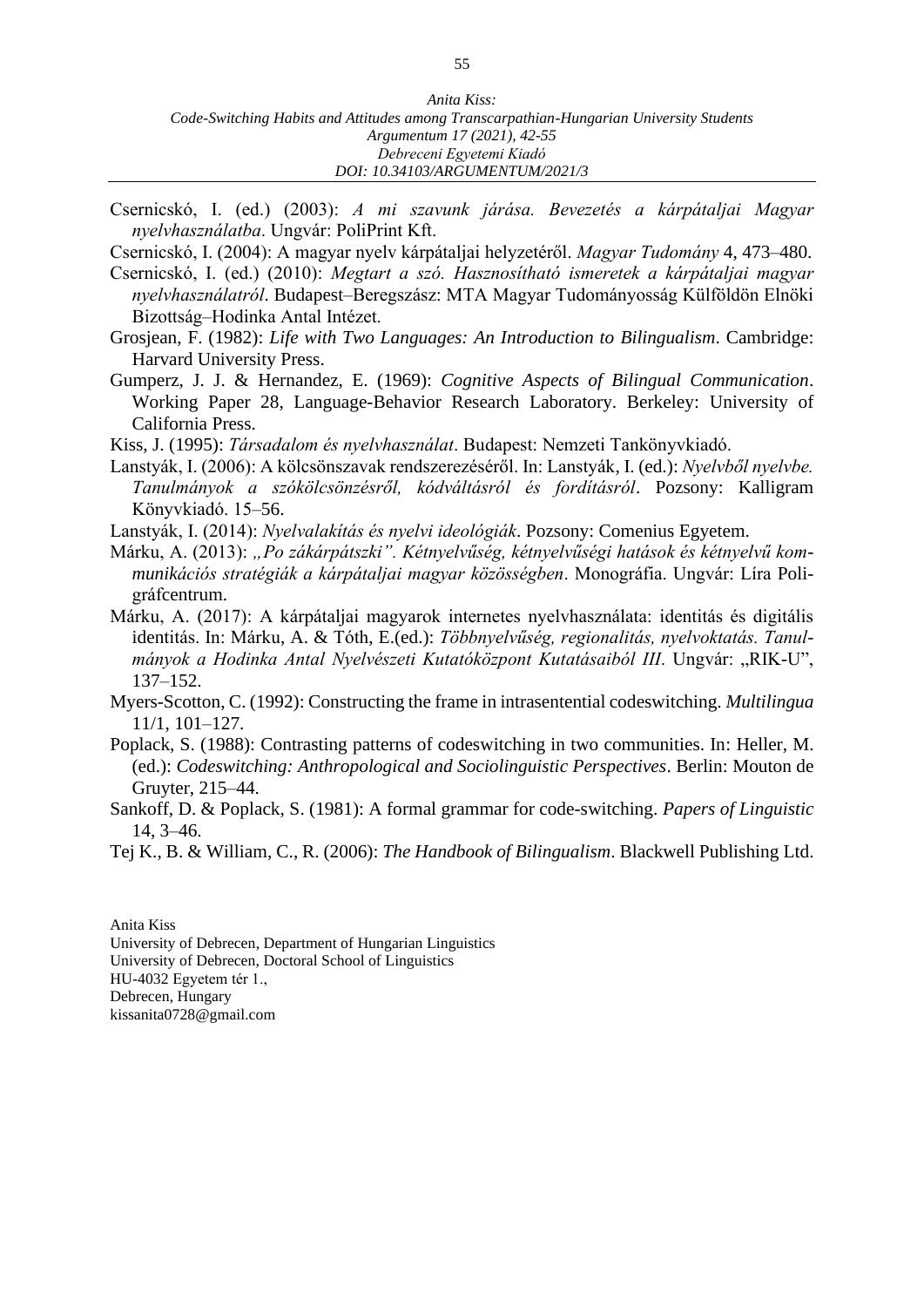Csernicskó, I. (ed.) (2003): *A mi szavunk járása. Bevezetés a kárpátaljai Magyar nyelvhasználatba*. Ungvár: PoliPrint Kft.

Csernicskó, I. (2004): A magyar nyelv kárpátaljai helyzetéről. *Magyar Tudomány* 4, 473–480.

Csernicskó, I. (ed.) (2010): *Megtart a szó. Hasznosítható ismeretek a kárpátaljai magyar nyelvhasználatról*. Budapest–Beregszász: MTA Magyar Tudományosság Külföldön Elnöki Bizottság–Hodinka Antal Intézet.

Grosjean, F. (1982): *Life with Two Languages: An Introduction to Bilingualism*. Cambridge: Harvard University Press.

Gumperz, J. J. & Hernandez, E. (1969): *Cognitive Aspects of Bilingual Communication*. Working Paper 28, Language-Behavior Research Laboratory. Berkeley: University of California Press.

Kiss, J. (1995): *Társadalom és nyelvhasználat*. Budapest: Nemzeti Tankönyvkiadó.

Lanstyák, I. (2006): A kölcsönszavak rendszerezéséről. In: Lanstyák, I. (ed.): *Nyelvből nyelvbe. Tanulmányok a szókölcsönzésről, kódváltásról és fordításról*. Pozsony: Kalligram Könyvkiadó. 15–56.

Lanstyák, I. (2014): *Nyelvalakítás és nyelvi ideológiák*. Pozsony: Comenius Egyetem.

Márku, A. (2013): *„Po zákárpátszki". Kétnyelvűség, kétnyelvűségi hatások és kétnyelvű kommunikációs stratégiák a kárpátaljai magyar közösségben*. Monográfia. Ungvár: Líra Poligráfcentrum.

Márku, A. (2017): A kárpátaljai magyarok internetes nyelvhasználata: identitás és digitális identitás. In: Márku, A. & Tóth, E.(ed.): *Többnyelvűség, regionalitás, nyelvoktatás. Tanulmányok a Hodinka Antal Nyelvészeti Kutatóközpont Kutatásaiból III*. Ungvár: „RIK-U", 137–152.

Myers-Scotton, C. (1992): Constructing the frame in intrasentential codeswitching. *Multilingua* 11/1, 101–127.

Poplack, S. (1988): Contrasting patterns of codeswitching in two communities. In: Heller, M. (ed.): *Codeswitching: Anthropological and Sociolinguistic Perspectives*. Berlin: Mouton de Gruyter, 215–44.

Sankoff, D. & Poplack, S. (1981): A formal grammar for code-switching. *Papers of Linguistic* 14, 3–46.

Tej K., B. & William, C., R. (2006): *The Handbook of Bilingualism*. Blackwell Publishing Ltd.

Anita Kiss
University of Debrecen, Department of Hungarian Linguistics
University of Debrecen, Doctoral School of Linguistics
HU-4032 Egyetem tér 1.,
Debrecen, Hungary
kissanita0728@gmail.com